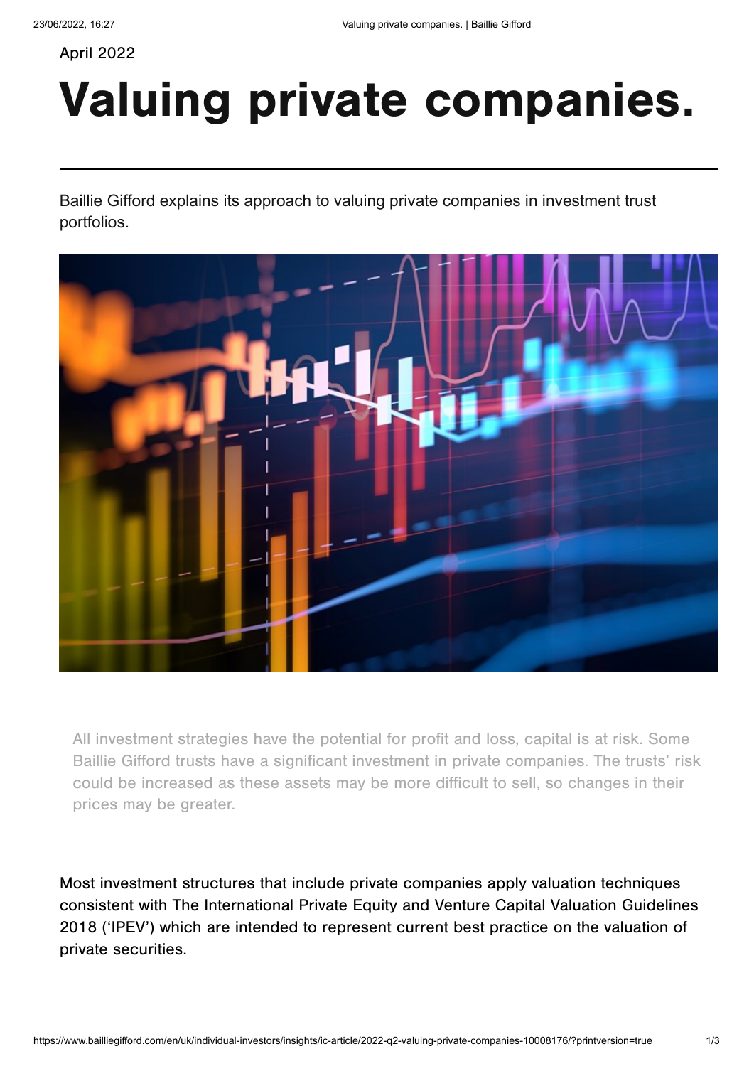April 2022

# Valuing private companies.

Baillie Gifford explains its approach to valuing private companies in investment trust portfolios.

All investment strategies have the potential for profit and loss, capital is at risk. Some Baillie Gifford trusts have a significant investment in private companies. The trusts' risk could be increased as these assets may be more difficult to sell, so changes in their prices may be greater.

Most investment structures that include private companies apply valuation techniques consistent with The International Private Equity and Venture Capital Valuation Guidelines 2018 ('IPEV') which are intended to represent current best practice on the valuation of private securities.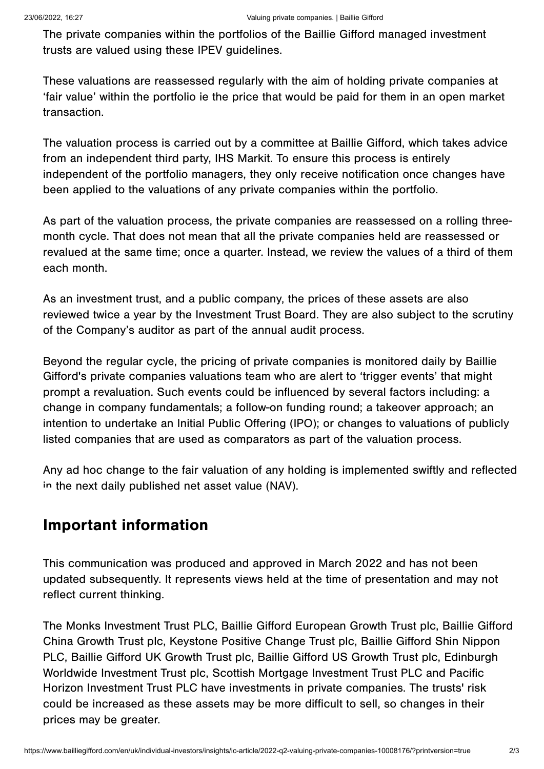The private companies within the portfolios of the Baillie Gifford managed investment trusts are valued using these IPEV guidelines.

These valuations are reassessed regularly with the aim of holding private companies at 'fair value' within the portfolio ie the price that would be paid for them in an open market transaction.

The valuation process is carried out by a committee at Baillie Gifford, which takes advice from an independent third party, IHS Markit. To ensure this process is entirely independent of the portfolio managers, they only receive notification once changes have been applied to the valuations of any private companies within the portfolio.

As part of the valuation process, the private companies are reassessed on a rolling three-month cycle. That does not mean that all the private companies held are reassessed or revalued at the same time; once a quarter. Instead, we review the values of a third of them each month.

As an investment trust, and a public company, the prices of these assets are also reviewed twice a year by the Investment Trust Board. They are also subject to the scrutiny of the Company's auditor as part of the annual audit process.

Beyond the regular cycle, the pricing of private companies is monitored daily by Baillie Gifford's private companies valuations team who are alert to 'trigger events' that might prompt a revaluation. Such events could be influenced by several factors including: a change in company fundamentals; a follow-on funding round; a takeover approach; an intention to undertake an Initial Public Offering (IPO); or changes to valuations of publicly listed companies that are used as comparators as part of the valuation process.

Any ad hoc change to the fair valuation of any holding is implemented swiftly and reflected in the next daily published net asset value (NAV).

## Important information

This communication was produced and approved in March 2022 and has not been updated subsequently. It represents views held at the time of presentation and may not reflect current thinking.

The Monks Investment Trust PLC, Baillie Gifford European Growth Trust plc, Baillie Gifford China Growth Trust plc, Keystone Positive Change Trust plc, Baillie Gifford Shin Nippon PLC, Baillie Gifford UK Growth Trust plc, Baillie Gifford US Growth Trust plc, Edinburgh Worldwide Investment Trust plc, Scottish Mortgage Investment Trust PLC and Pacific Horizon Investment Trust PLC have investments in private companies. The trusts' risk could be increased as these assets may be more difficult to sell, so changes in their prices may be greater.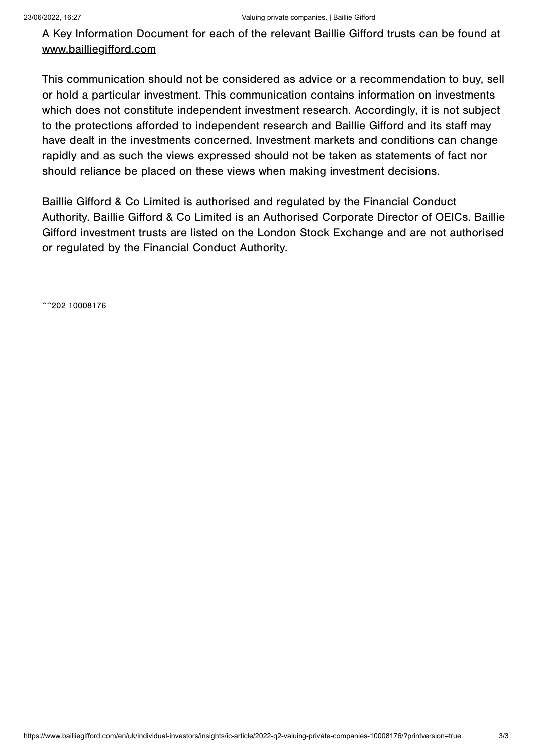A Key Information Document for each of the relevant Baillie Gifford trusts can be found at www.bailliegifford.com

This communication should not be considered as advice or a recommendation to buy, sell or hold a particular investment. This communication contains information on investments which does not constitute independent investment research. Accordingly, it is not subject to the protections afforded to independent research and Baillie Gifford and its staff may have dealt in the investments concerned. Investment markets and conditions can change rapidly and as such the views expressed should not be taken as statements of fact nor should reliance be placed on these views when making investment decisions.

Baillie Gifford & Co Limited is authorised and regulated by the Financial Conduct Authority. Baillie Gifford & Co Limited is an Authorised Corporate Director of OEICs. Baillie Gifford investment trusts are listed on the London Stock Exchange and are not authorised or regulated by the Financial Conduct Authority.

^^202 10008176